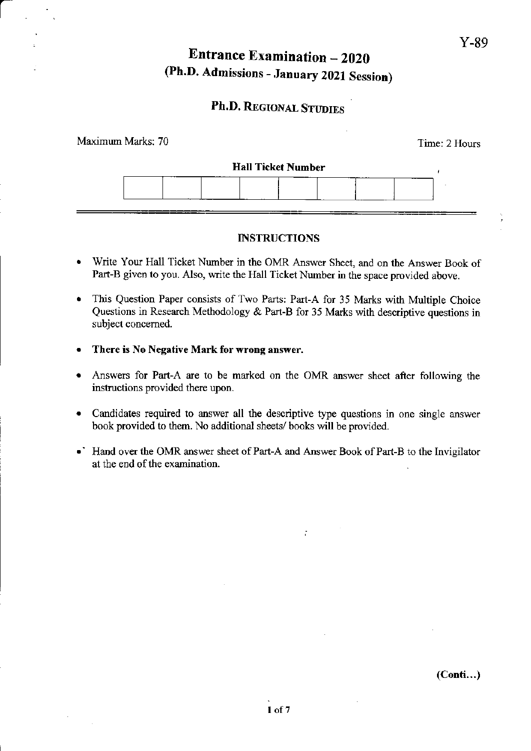Y-89

# Entrance Examination – 2020
## (Ph.D. Admissions - January 2021 Session)

## Ph.D. REGIONAL STUDIES

Maximum Marks: 70 | Time: 2 Hours

**Hall Ticket Number**

| | | | | | | | |
|---|---|---|---|---|---|---|---|
| | | | | | | | |

### INSTRUCTIONS

- Write Your Hall Ticket Number in the OMR Answer Sheet, and on the Answer Book of Part-B given to you. Also, write the Hall Ticket Number in the space provided above.
- This Question Paper consists of Two Parts: Part-A for 35 Marks with Multiple Choice Questions in Research Methodology & Part-B for 35 Marks with descriptive questions in subject concerned.
- **There is No Negative Mark for wrong answer.**
- Answers for Part-A are to be marked on the OMR answer sheet after following the instructions provided there upon.
- Candidates required to answer all the descriptive type questions in one single answer book provided to them. No additional sheets/ books will be provided.
- Hand over the OMR answer sheet of Part-A and Answer Book of Part-B to the Invigilator at the end of the examination.

**(Conti...)**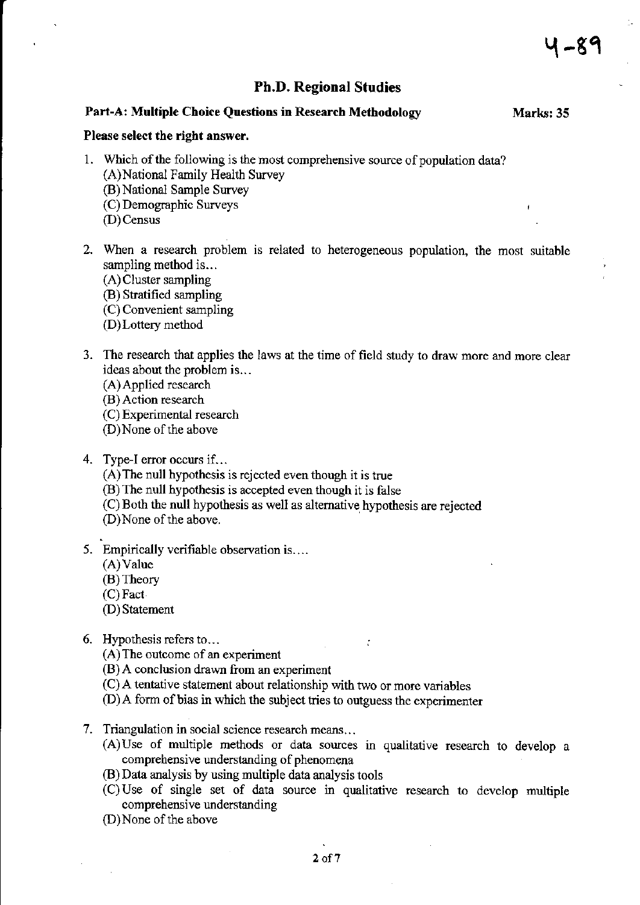4-89

## Ph.D. Regional Studies

**Part-A: Multiple Choice Questions in Research Methodology** **Marks: 35**

**Please select the right answer.**

1. Which of the following is the most comprehensive source of population data?
   (A) National Family Health Survey
   (B) National Sample Survey
   (C) Demographic Surveys
   (D) Census

2. When a research problem is related to heterogeneous population, the most suitable sampling method is...
   (A) Cluster sampling
   (B) Stratified sampling
   (C) Convenient sampling
   (D) Lottery method

3. The research that applies the laws at the time of field study to draw more and more clear ideas about the problem is...
   (A) Applied research
   (B) Action research
   (C) Experimental research
   (D) None of the above

4. Type-I error occurs if...
   (A) The null hypothesis is rejected even though it is true
   (B) The null hypothesis is accepted even though it is false
   (C) Both the null hypothesis as well as alternative hypothesis are rejected
   (D) None of the above.

5. Empirically verifiable observation is....
   (A) Value
   (B) Theory
   (C) Fact
   (D) Statement

6. Hypothesis refers to...
   (A) The outcome of an experiment
   (B) A conclusion drawn from an experiment
   (C) A tentative statement about relationship with two or more variables
   (D) A form of bias in which the subject tries to outguess the experimenter

7. Triangulation in social science research means...
   (A) Use of multiple methods or data sources in qualitative research to develop a comprehensive understanding of phenomena
   (B) Data analysis by using multiple data analysis tools
   (C) Use of single set of data source in qualitative research to develop multiple comprehensive understanding
   (D) None of the above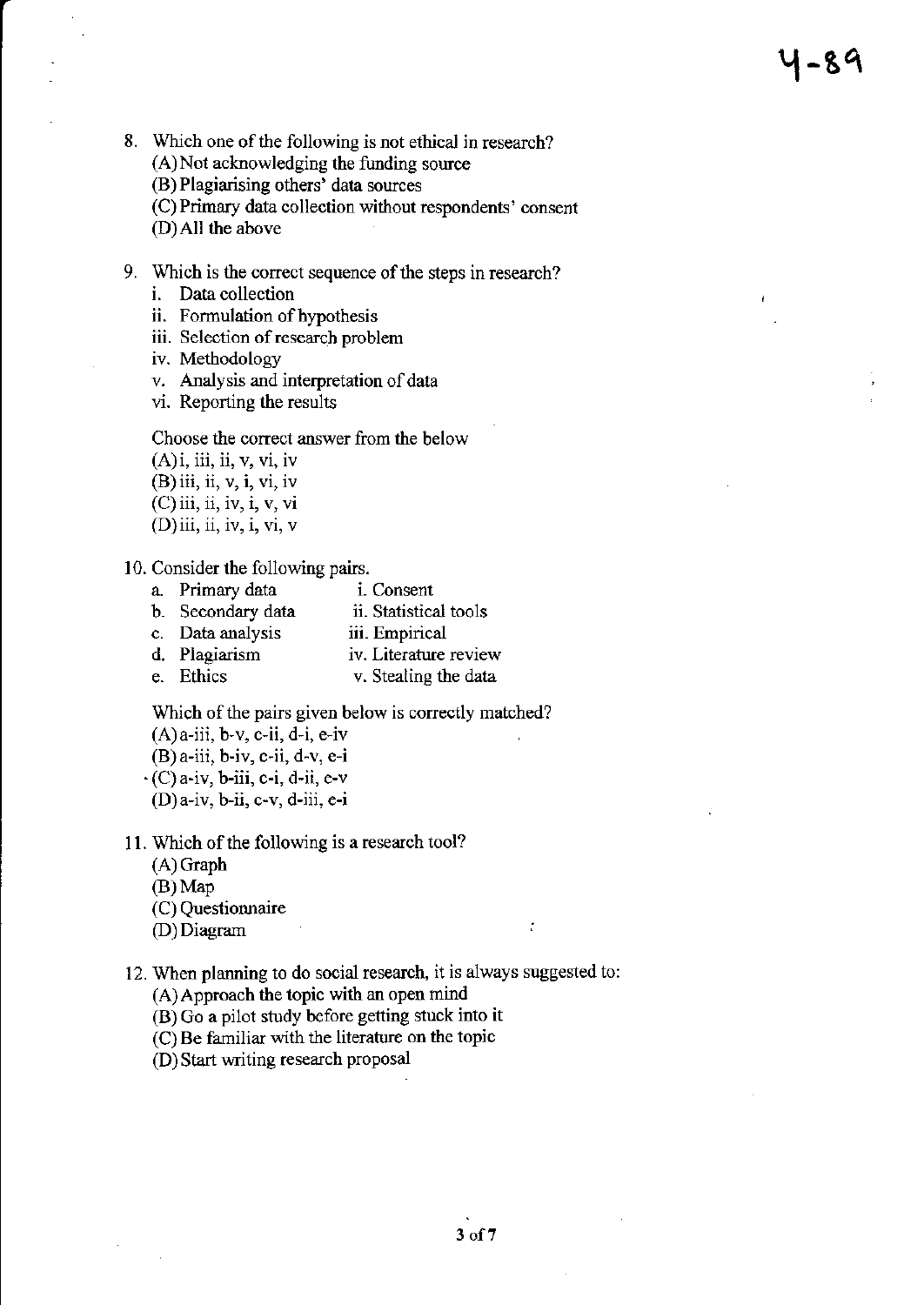4-89

8. Which one of the following is not ethical in research?
   (A) Not acknowledging the funding source
   (B) Plagiarising others' data sources
   (C) Primary data collection without respondents' consent
   (D) All the above

9. Which is the correct sequence of the steps in research?
   i. Data collection
   ii. Formulation of hypothesis
   iii. Selection of research problem
   iv. Methodology
   v. Analysis and interpretation of data
   vi. Reporting the results

   Choose the correct answer from the below
   (A) i, iii, ii, v, vi, iv
   (B) iii, ii, v, i, vi, iv
   (C) iii, ii, iv, i, v, vi
   (D) iii, ii, iv, i, vi, v

10. Consider the following pairs.

| | |
|---|---|
| a. Primary data | i. Consent |
| b. Secondary data | ii. Statistical tools |
| c. Data analysis | iii. Empirical |
| d. Plagiarism | iv. Literature review |
| e. Ethics | v. Stealing the data |

   Which of the pairs given below is correctly matched?
   (A) a-iii, b-v, c-ii, d-i, e-iv
   (B) a-iii, b-iv, c-ii, d-v, e-i
   (C) a-iv, b-iii, c-i, d-ii, e-v
   (D) a-iv, b-ii, c-v, d-iii, e-i

11. Which of the following is a research tool?
   (A) Graph
   (B) Map
   (C) Questionnaire
   (D) Diagram

12. When planning to do social research, it is always suggested to:
   (A) Approach the topic with an open mind
   (B) Go a pilot study before getting stuck into it
   (C) Be familiar with the literature on the topic
   (D) Start writing research proposal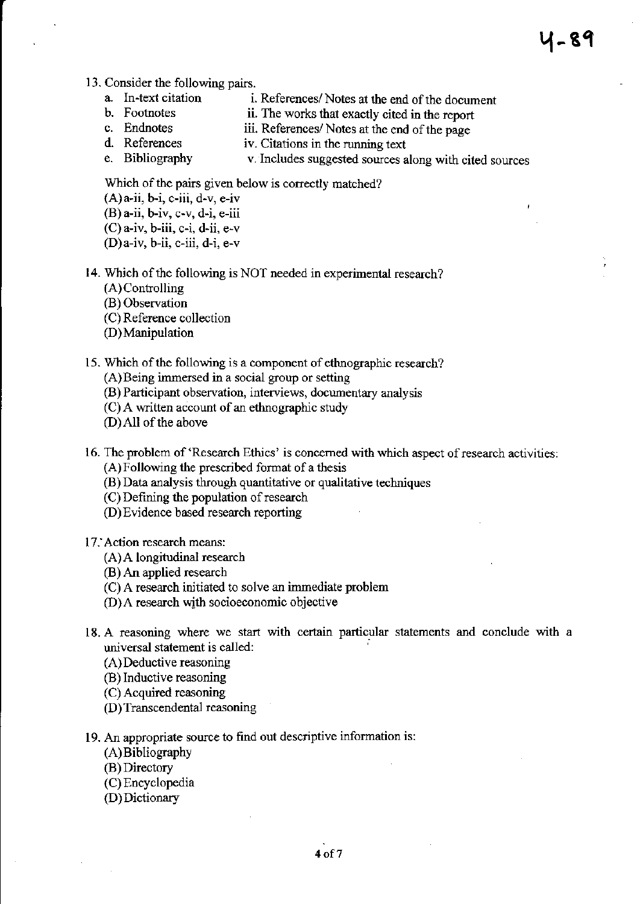13. Consider the following pairs.

    a. In-text citation — i. References/ Notes at the end of the document
    b. Footnotes — ii. The works that exactly cited in the report
    c. Endnotes — iii. References/ Notes at the end of the page
    d. References — iv. Citations in the running text
    e. Bibliography — v. Includes suggested sources along with cited sources

    Which of the pairs given below is correctly matched?

    (A) a-ii, b-i, c-iii, d-v, e-iv
    (B) a-ii, b-iv, c-v, d-i, e-iii
    (C) a-iv, b-iii, c-i, d-ii, e-v
    (D) a-iv, b-ii, c-iii, d-i, e-v

14. Which of the following is NOT needed in experimental research?

    (A) Controlling
    (B) Observation
    (C) Reference collection
    (D) Manipulation

15. Which of the following is a component of ethnographic research?

    (A) Being immersed in a social group or setting
    (B) Participant observation, interviews, documentary analysis
    (C) A written account of an ethnographic study
    (D) All of the above

16. The problem of 'Research Ethics' is concerned with which aspect of research activities:

    (A) Following the prescribed format of a thesis
    (B) Data analysis through quantitative or qualitative techniques
    (C) Defining the population of research
    (D) Evidence based research reporting

17. Action research means:

    (A) A longitudinal research
    (B) An applied research
    (C) A research initiated to solve an immediate problem
    (D) A research with socioeconomic objective

18. A reasoning where we start with certain particular statements and conclude with a universal statement is called:

    (A) Deductive reasoning
    (B) Inductive reasoning
    (C) Acquired reasoning
    (D) Transcendental reasoning

19. An appropriate source to find out descriptive information is:

    (A) Bibliography
    (B) Directory
    (C) Encyclopedia
    (D) Dictionary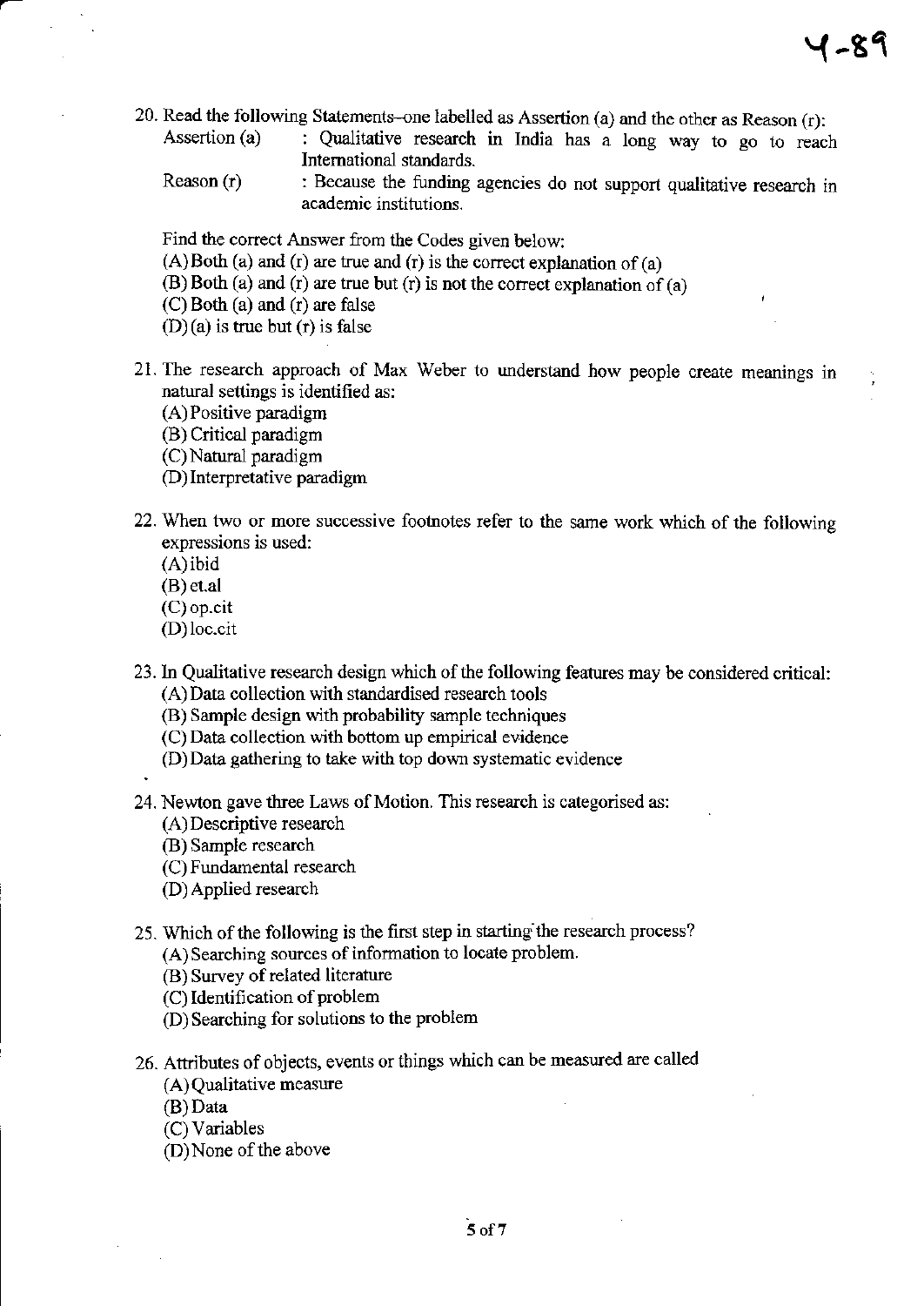20. Read the following Statements–one labelled as Assertion (a) and the other as Reason (r):

    Assertion (a) : Qualitative research in India has a long way to go to reach International standards.

    Reason (r) : Because the funding agencies do not support qualitative research in academic institutions.

    Find the correct Answer from the Codes given below:

    (A) Both (a) and (r) are true and (r) is the correct explanation of (a)
    (B) Both (a) and (r) are true but (r) is not the correct explanation of (a)
    (C) Both (a) and (r) are false
    (D) (a) is true but (r) is false

21. The research approach of Max Weber to understand how people create meanings in natural settings is identified as:
    (A) Positive paradigm
    (B) Critical paradigm
    (C) Natural paradigm
    (D) Interpretative paradigm

22. When two or more successive footnotes refer to the same work which of the following expressions is used:
    (A) ibid
    (B) et.al
    (C) op.cit
    (D) loc.cit

23. In Qualitative research design which of the following features may be considered critical:
    (A) Data collection with standardised research tools
    (B) Sample design with probability sample techniques
    (C) Data collection with bottom up empirical evidence
    (D) Data gathering to take with top down systematic evidence

24. Newton gave three Laws of Motion. This research is categorised as:
    (A) Descriptive research
    (B) Sample research
    (C) Fundamental research
    (D) Applied research

25. Which of the following is the first step in starting the research process?
    (A) Searching sources of information to locate problem.
    (B) Survey of related literature
    (C) Identification of problem
    (D) Searching for solutions to the problem

26. Attributes of objects, events or things which can be measured are called
    (A) Qualitative measure
    (B) Data
    (C) Variables
    (D) None of the above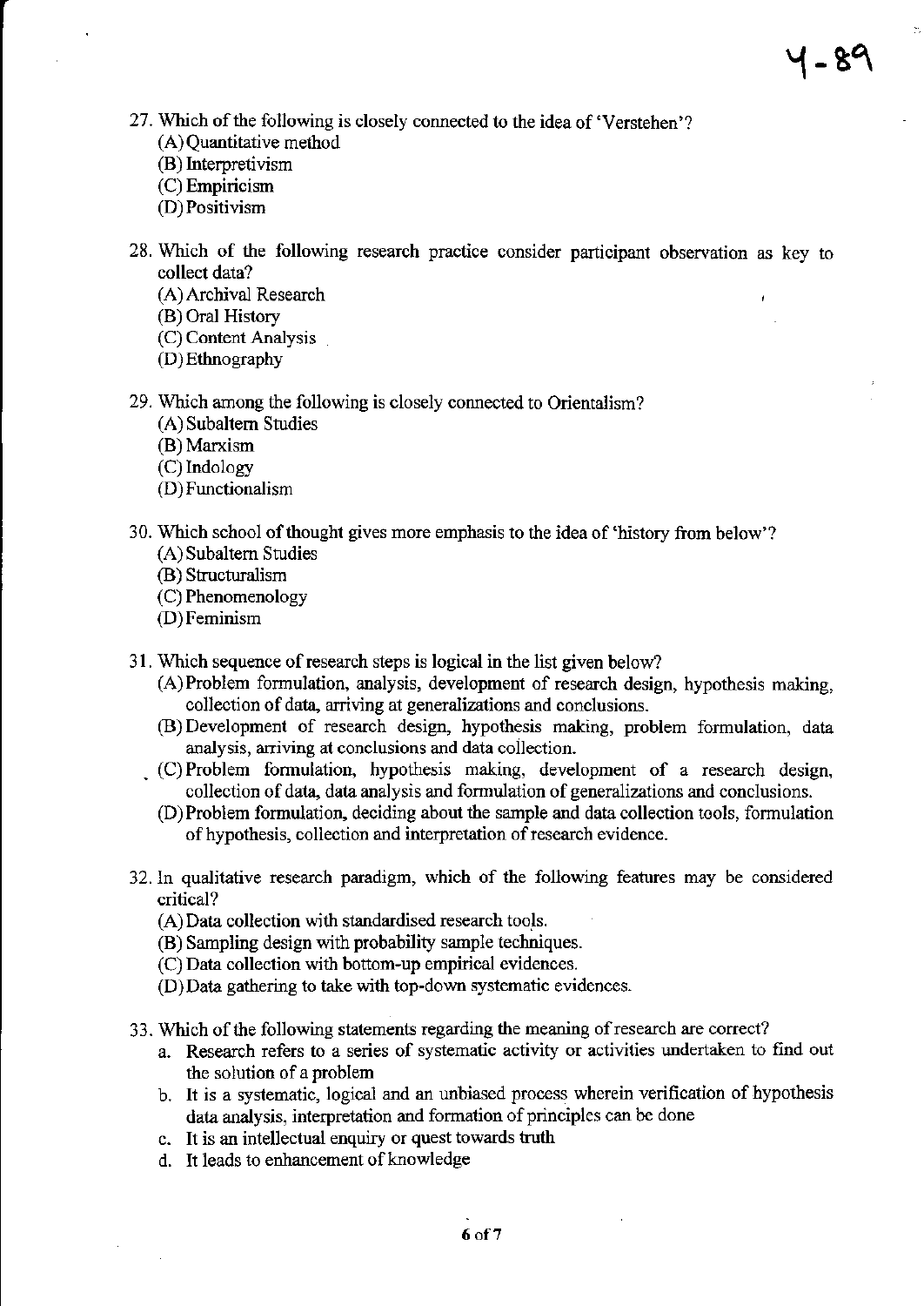27. Which of the following is closely connected to the idea of 'Verstehen'?
    (A) Quantitative method
    (B) Interpretivism
    (C) Empiricism
    (D) Positivism

28. Which of the following research practice consider participant observation as key to collect data?
    (A) Archival Research
    (B) Oral History
    (C) Content Analysis
    (D) Ethnography

29. Which among the following is closely connected to Orientalism?
    (A) Subaltern Studies
    (B) Marxism
    (C) Indology
    (D) Functionalism

30. Which school of thought gives more emphasis to the idea of 'history from below'?
    (A) Subaltern Studies
    (B) Structuralism
    (C) Phenomenology
    (D) Feminism

31. Which sequence of research steps is logical in the list given below?
    (A) Problem formulation, analysis, development of research design, hypothesis making, collection of data, arriving at generalizations and conclusions.
    (B) Development of research design, hypothesis making, problem formulation, data analysis, arriving at conclusions and data collection.
    (C) Problem formulation, hypothesis making, development of a research design, collection of data, data analysis and formulation of generalizations and conclusions.
    (D) Problem formulation, deciding about the sample and data collection tools, formulation of hypothesis, collection and interpretation of research evidence.

32. In qualitative research paradigm, which of the following features may be considered critical?
    (A) Data collection with standardised research tools.
    (B) Sampling design with probability sample techniques.
    (C) Data collection with bottom-up empirical evidences.
    (D) Data gathering to take with top-down systematic evidences.

33. Which of the following statements regarding the meaning of research are correct?
    a. Research refers to a series of systematic activity or activities undertaken to find out the solution of a problem
    b. It is a systematic, logical and an unbiased process wherein verification of hypothesis data analysis, interpretation and formation of principles can be done
    c. It is an intellectual enquiry or quest towards truth
    d. It leads to enhancement of knowledge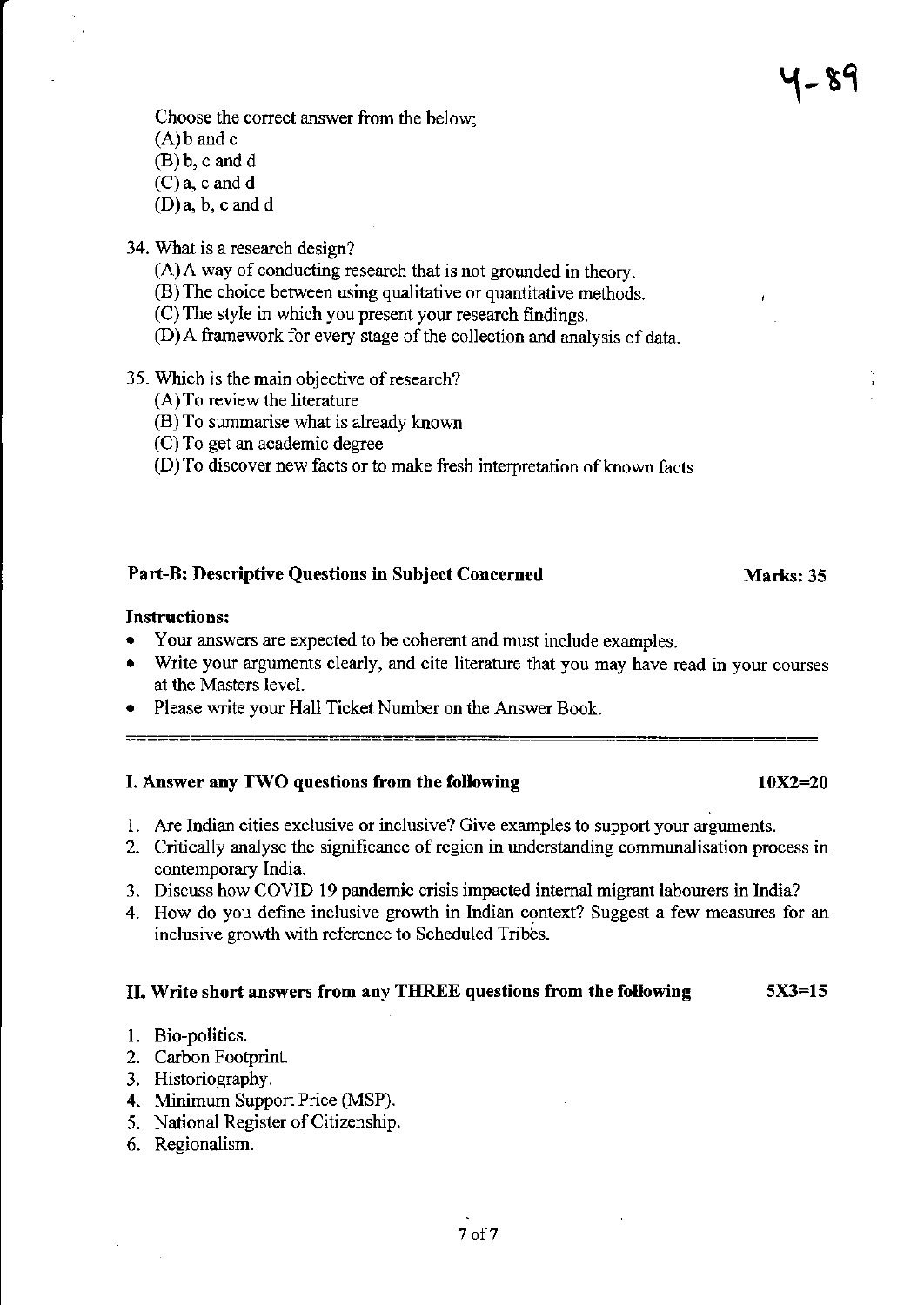Choose the correct answer from the below;

(A) b and c
(B) b, c and d
(C) a, c and d
(D) a, b, c and d

34. What is a research design?
    (A) A way of conducting research that is not grounded in theory.
    (B) The choice between using qualitative or quantitative methods.
    (C) The style in which you present your research findings.
    (D) A framework for every stage of the collection and analysis of data.

35. Which is the main objective of research?
    (A) To review the literature
    (B) To summarise what is already known
    (C) To get an academic degree
    (D) To discover new facts or to make fresh interpretation of known facts

## Part-B: Descriptive Questions in Subject Concerned — Marks: 35

**Instructions:**

- Your answers are expected to be coherent and must include examples.
- Write your arguments clearly, and cite literature that you may have read in your courses at the Masters level.
- Please write your Hall Ticket Number on the Answer Book.

### I. Answer any TWO questions from the following — 10X2=20

1. Are Indian cities exclusive or inclusive? Give examples to support your arguments.
2. Critically analyse the significance of region in understanding communalisation process in contemporary India.
3. Discuss how COVID 19 pandemic crisis impacted internal migrant labourers in India?
4. How do you define inclusive growth in Indian context? Suggest a few measures for an inclusive growth with reference to Scheduled Tribes.

### II. Write short answers from any THREE questions from the following — 5X3=15

1. Bio-politics.
2. Carbon Footprint.
3. Historiography.
4. Minimum Support Price (MSP).
5. National Register of Citizenship.
6. Regionalism.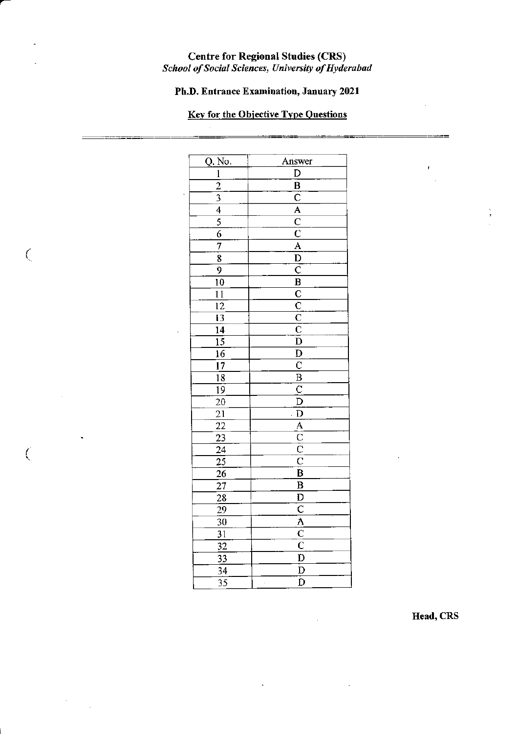**Centre for Regional Studies (CRS)**
***School of Social Sciences, University of Hyderabad***

**Ph.D. Entrance Examination, January 2021**

**Key for the Objective Type Questions**

| Q. No. | Answer |
|---|---|
| 1 | D |
| 2 | B |
| 3 | C |
| 4 | A |
| 5 | C |
| 6 | C |
| 7 | A |
| 8 | D |
| 9 | C |
| 10 | B |
| 11 | C |
| 12 | C |
| 13 | C |
| 14 | C |
| 15 | D |
| 16 | D |
| 17 | C |
| 18 | B |
| 19 | C |
| 20 | D |
| 21 | D |
| 22 | A |
| 23 | C |
| 24 | C |
| 25 | C |
| 26 | B |
| 27 | B |
| 28 | D |
| 29 | C |
| 30 | A |
| 31 | C |
| 32 | C |
| 33 | D |
| 34 | D |
| 35 | D |

**Head, CRS**